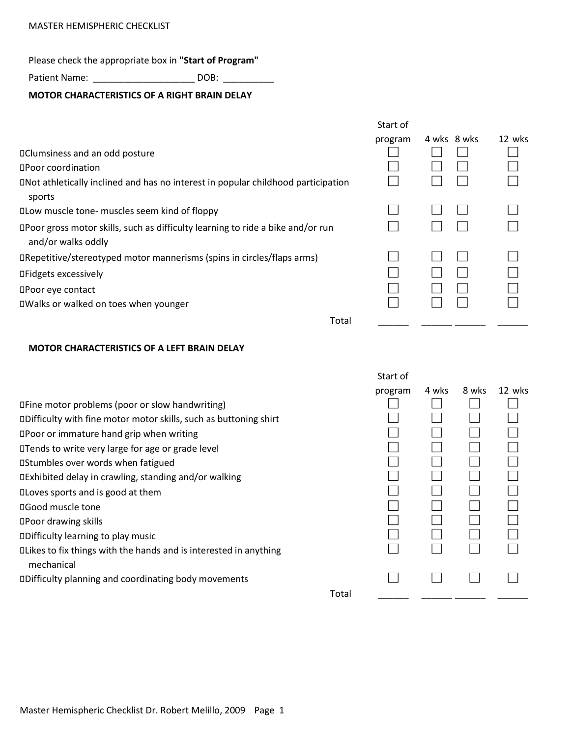MASTER HEMISPHERIC CHECKLIST

Please check the appropriate box in **"Start of Program"**

Patient Name: ____________________ DOB: __________

**MOTOR CHARACTERISTICS OF A RIGHT BRAIN DELAY**

| | Start of program | 4 wks | 8 wks | 12 wks |
|---|---|---|---|---|
| Clumsiness and an odd posture | ☐ | ☐ | ☐ | ☐ |
| Poor coordination | ☐ | ☐ | ☐ | ☐ |
| Not athletically inclined and has no interest in popular childhood participation sports | ☐ | ☐ | ☐ | ☐ |
| Low muscle tone- muscles seem kind of floppy | ☐ | ☐ | ☐ | ☐ |
| Poor gross motor skills, such as difficulty learning to ride a bike and/or run and/or walks oddly | ☐ | ☐ | ☐ | ☐ |
| Repetitive/stereotyped motor mannerisms (spins in circles/flaps arms) | ☐ | ☐ | ☐ | ☐ |
| Fidgets excessively | ☐ | ☐ | ☐ | ☐ |
| Poor eye contact | ☐ | ☐ | ☐ | ☐ |
| Walks or walked on toes when younger | ☐ | ☐ | ☐ | ☐ |
| Total | ______ | ______ | ______ | ______ |

**MOTOR CHARACTERISTICS OF A LEFT BRAIN DELAY**

| | Start of program | 4 wks | 8 wks | 12 wks |
|---|---|---|---|---|
| Fine motor problems (poor or slow handwriting) | ☐ | ☐ | ☐ | ☐ |
| Difficulty with fine motor motor skills, such as buttoning shirt | ☐ | ☐ | ☐ | ☐ |
| Poor or immature hand grip when writing | ☐ | ☐ | ☐ | ☐ |
| Tends to write very large for age or grade level | ☐ | ☐ | ☐ | ☐ |
| Stumbles over words when fatigued | ☐ | ☐ | ☐ | ☐ |
| Exhibited delay in crawling, standing and/or walking | ☐ | ☐ | ☐ | ☐ |
| Loves sports and is good at them | ☐ | ☐ | ☐ | ☐ |
| Good muscle tone | ☐ | ☐ | ☐ | ☐ |
| Poor drawing skills | ☐ | ☐ | ☐ | ☐ |
| Difficulty learning to play music | ☐ | ☐ | ☐ | ☐ |
| Likes to fix things with the hands and is interested in anything mechanical | ☐ | ☐ | ☐ | ☐ |
| Difficulty planning and coordinating body movements | ☐ | ☐ | ☐ | ☐ |
| Total | ______ | ______ | ______ | ______ |

Master Hemispheric Checklist Dr. Robert Melillo, 2009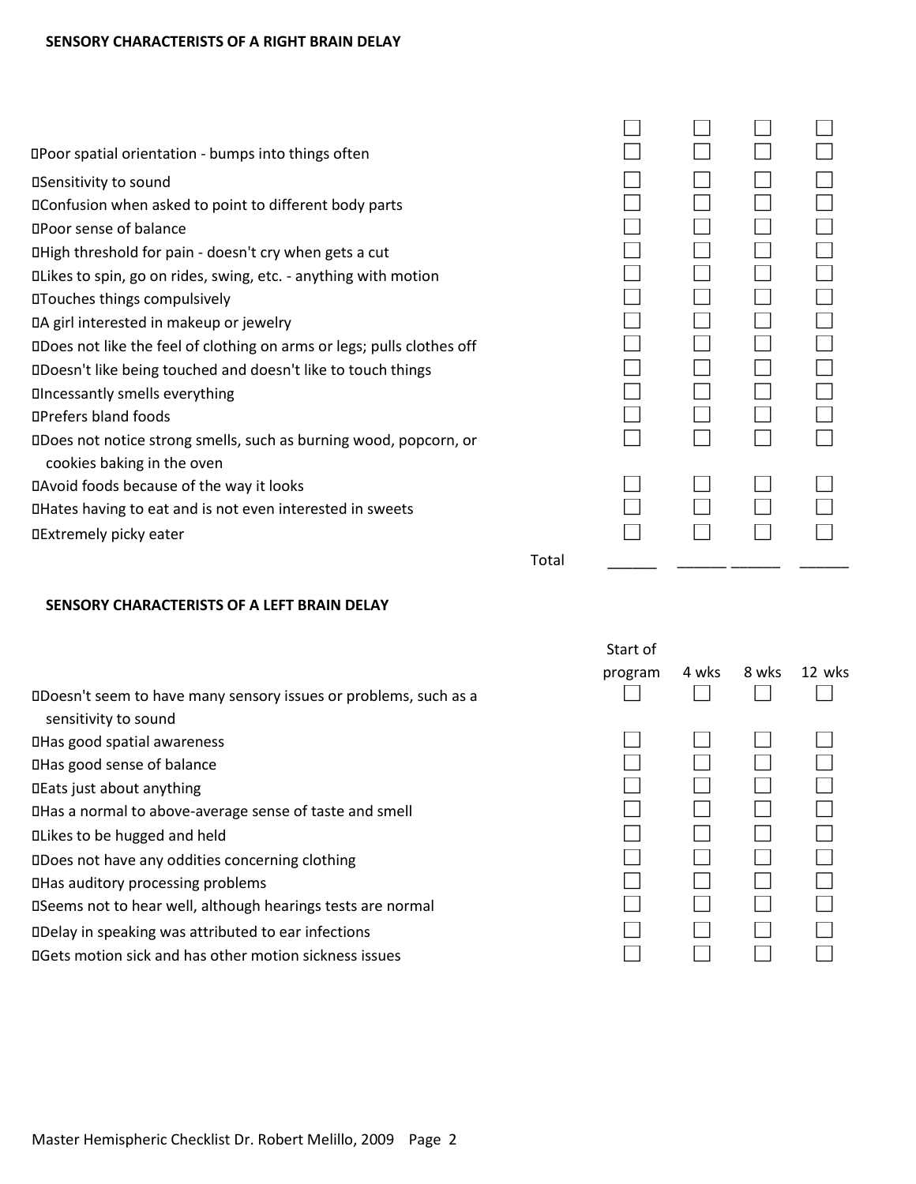## SENSORY CHARACTERISTS OF A RIGHT BRAIN DELAY

| | Start of program | 4 wks | 8 wks | 12 wks |
|---|---|---|---|---|
| | ☐ | ☐ | ☐ | ☐ |
| Poor spatial orientation - bumps into things often | ☐ | ☐ | ☐ | ☐ |
| Sensitivity to sound | ☐ | ☐ | ☐ | ☐ |
| Confusion when asked to point to different body parts | ☐ | ☐ | ☐ | ☐ |
| Poor sense of balance | ☐ | ☐ | ☐ | ☐ |
| High threshold for pain - doesn't cry when gets a cut | ☐ | ☐ | ☐ | ☐ |
| Likes to spin, go on rides, swing, etc. - anything with motion | ☐ | ☐ | ☐ | ☐ |
| Touches things compulsively | ☐ | ☐ | ☐ | ☐ |
| A girl interested in makeup or jewelry | ☐ | ☐ | ☐ | ☐ |
| Does not like the feel of clothing on arms or legs; pulls clothes off | ☐ | ☐ | ☐ | ☐ |
| Doesn't like being touched and doesn't like to touch things | ☐ | ☐ | ☐ | ☐ |
| Incessantly smells everything | ☐ | ☐ | ☐ | ☐ |
| Prefers bland foods | ☐ | ☐ | ☐ | ☐ |
| Does not notice strong smells, such as burning wood, popcorn, or cookies baking in the oven | ☐ | ☐ | ☐ | ☐ |
| Avoid foods because of the way it looks | ☐ | ☐ | ☐ | ☐ |
| Hates having to eat and is not even interested in sweets | ☐ | ☐ | ☐ | ☐ |
| Extremely picky eater | ☐ | ☐ | ☐ | ☐ |
| Total | ______ | ______ | ______ | ______ |

## SENSORY CHARACTERISTS OF A LEFT BRAIN DELAY

| | Start of program | 4 wks | 8 wks | 12 wks |
|---|---|---|---|---|
| Doesn't seem to have many sensory issues or problems, such as a sensitivity to sound | ☐ | ☐ | ☐ | ☐ |
| Has good spatial awareness | ☐ | ☐ | ☐ | ☐ |
| Has good sense of balance | ☐ | ☐ | ☐ | ☐ |
| Eats just about anything | ☐ | ☐ | ☐ | ☐ |
| Has a normal to above-average sense of taste and smell | ☐ | ☐ | ☐ | ☐ |
| Likes to be hugged and held | ☐ | ☐ | ☐ | ☐ |
| Does not have any oddities concerning clothing | ☐ | ☐ | ☐ | ☐ |
| Has auditory processing problems | ☐ | ☐ | ☐ | ☐ |
| Seems not to hear well, although hearings tests are normal | ☐ | ☐ | ☐ | ☐ |
| Delay in speaking was attributed to ear infections | ☐ | ☐ | ☐ | ☐ |
| Gets motion sick and has other motion sickness issues | ☐ | ☐ | ☐ | ☐ |

Master Hemispheric Checklist Dr. Robert Melillo, 2009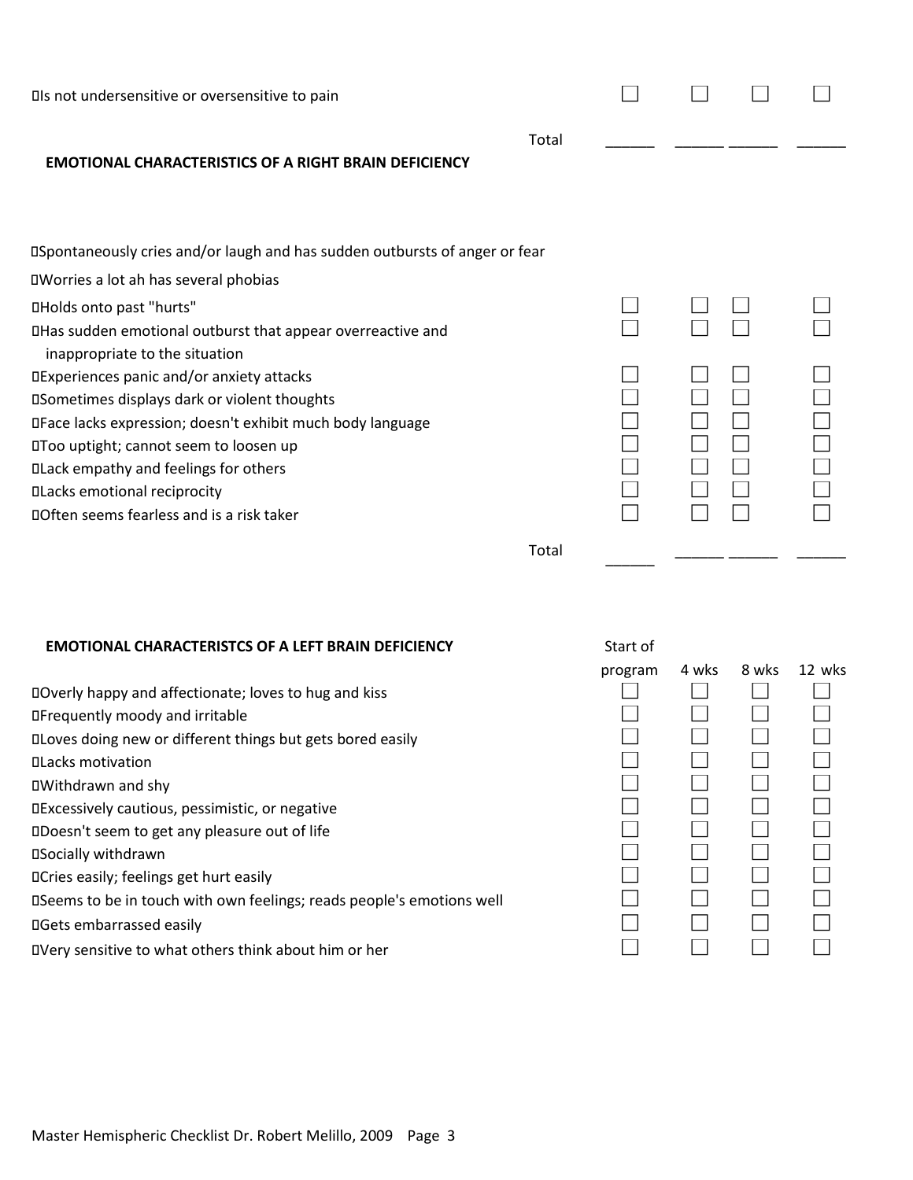| | | | | |
|---|---|---|---|---|
| ▯Is not undersensitive or oversensitive to pain | ☐ | ☐ | ☐ | ☐ |
| Total | ______ | ______ | ______ | ______ |

**EMOTIONAL CHARACTERISTICS OF A RIGHT BRAIN DEFICIENCY**

| | | | | |
|---|---|---|---|---|
| ▯Spontaneously cries and/or laugh and has sudden outbursts of anger or fear | | | | |
| ▯Worries a lot ah has several phobias | | | | |
| ▯Holds onto past "hurts" | ☐ | ☐ | ☐ | ☐ |
| ▯Has sudden emotional outburst that appear overreactive and inappropriate to the situation | ☐ | ☐ | ☐ | ☐ |
| ▯Experiences panic and/or anxiety attacks | ☐ | ☐ | ☐ | ☐ |
| ▯Sometimes displays dark or violent thoughts | ☐ | ☐ | ☐ | ☐ |
| ▯Face lacks expression; doesn't exhibit much body language | ☐ | ☐ | ☐ | ☐ |
| ▯Too uptight; cannot seem to loosen up | ☐ | ☐ | ☐ | ☐ |
| ▯Lack empathy and feelings for others | ☐ | ☐ | ☐ | ☐ |
| ▯Lacks emotional reciprocity | ☐ | ☐ | ☐ | ☐ |
| ▯Often seems fearless and is a risk taker | ☐ | ☐ | ☐ | ☐ |
| Total | ______ | ______ | ______ | ______ |

**EMOTIONAL CHARACTERISTCS OF A LEFT BRAIN DEFICIENCY**

| | Start of program | 4 wks | 8 wks | 12 wks |
|---|---|---|---|---|
| ▯Overly happy and affectionate; loves to hug and kiss | ☐ | ☐ | ☐ | ☐ |
| ▯Frequently moody and irritable | ☐ | ☐ | ☐ | ☐ |
| ▯Loves doing new or different things but gets bored easily | ☐ | ☐ | ☐ | ☐ |
| ▯Lacks motivation | ☐ | ☐ | ☐ | ☐ |
| ▯Withdrawn and shy | ☐ | ☐ | ☐ | ☐ |
| ▯Excessively cautious, pessimistic, or negative | ☐ | ☐ | ☐ | ☐ |
| ▯Doesn't seem to get any pleasure out of life | ☐ | ☐ | ☐ | ☐ |
| ▯Socially withdrawn | ☐ | ☐ | ☐ | ☐ |
| ▯Cries easily; feelings get hurt easily | ☐ | ☐ | ☐ | ☐ |
| ▯Seems to be in touch with own feelings; reads people's emotions well | ☐ | ☐ | ☐ | ☐ |
| ▯Gets embarrassed easily | ☐ | ☐ | ☐ | ☐ |
| ▯Very sensitive to what others think about him or her | ☐ | ☐ | ☐ | ☐ |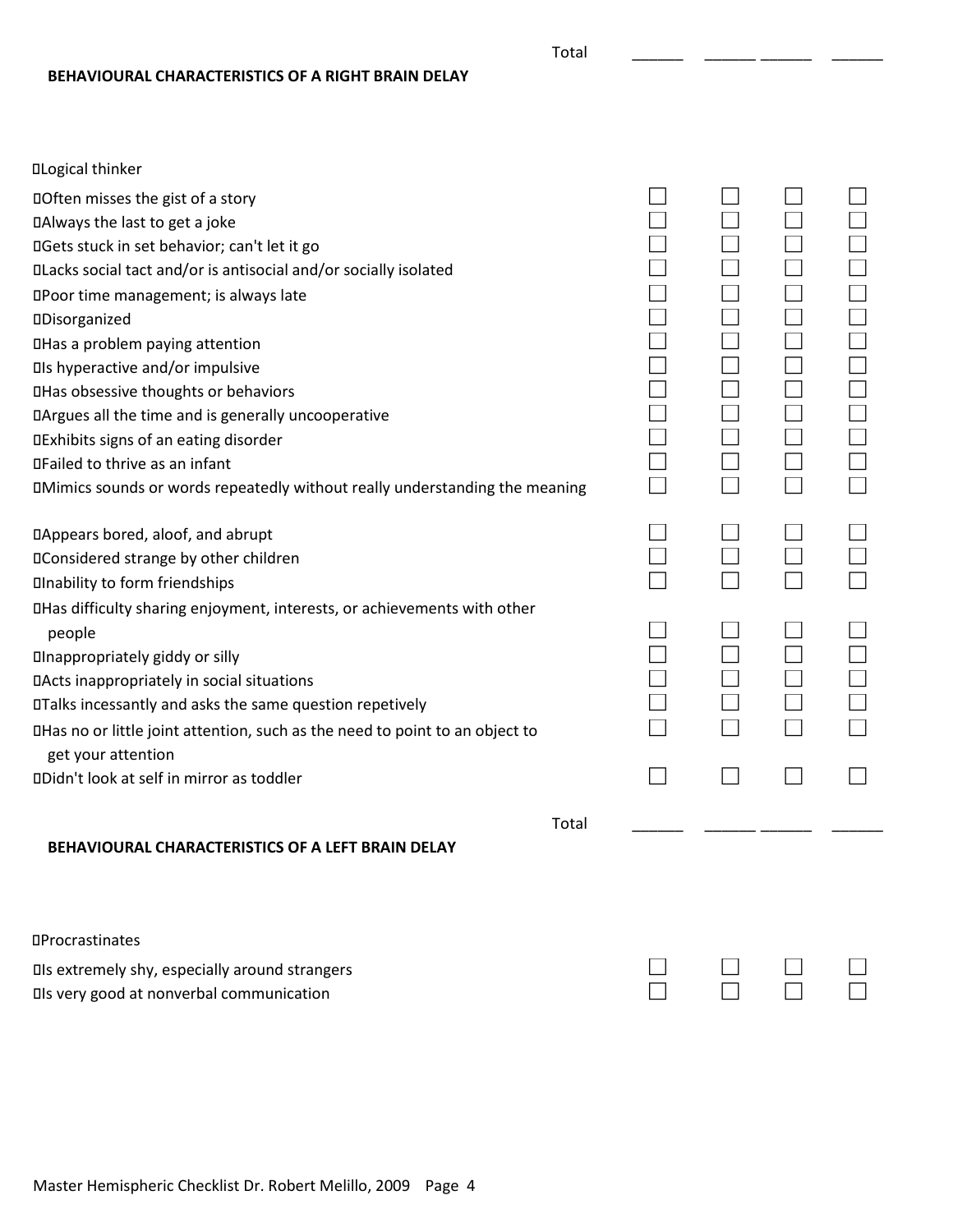Total ______ ______ ______ ______

**BEHAVIOURAL CHARACTERISTICS OF A RIGHT BRAIN DELAY**

Logical thinker

| | | | | |
|---|---|---|---|---|
| Often misses the gist of a story | ☐ | ☐ | ☐ | ☐ |
| Always the last to get a joke | ☐ | ☐ | ☐ | ☐ |
| Gets stuck in set behavior; can't let it go | ☐ | ☐ | ☐ | ☐ |
| Lacks social tact and/or is antisocial and/or socially isolated | ☐ | ☐ | ☐ | ☐ |
| Poor time management; is always late | ☐ | ☐ | ☐ | ☐ |
| Disorganized | ☐ | ☐ | ☐ | ☐ |
| Has a problem paying attention | ☐ | ☐ | ☐ | ☐ |
| Is hyperactive and/or impulsive | ☐ | ☐ | ☐ | ☐ |
| Has obsessive thoughts or behaviors | ☐ | ☐ | ☐ | ☐ |
| Argues all the time and is generally uncooperative | ☐ | ☐ | ☐ | ☐ |
| Exhibits signs of an eating disorder | ☐ | ☐ | ☐ | ☐ |
| Failed to thrive as an infant | ☐ | ☐ | ☐ | ☐ |
| Mimics sounds or words repeatedly without really understanding the meaning | ☐ | ☐ | ☐ | ☐ |
| Appears bored, aloof, and abrupt | ☐ | ☐ | ☐ | ☐ |
| Considered strange by other children | ☐ | ☐ | ☐ | ☐ |
| Inability to form friendships | ☐ | ☐ | ☐ | ☐ |
| Has difficulty sharing enjoyment, interests, or achievements with other people | ☐ | ☐ | ☐ | ☐ |
| Inappropriately giddy or silly | ☐ | ☐ | ☐ | ☐ |
| Acts inappropriately in social situations | ☐ | ☐ | ☐ | ☐ |
| Talks incessantly and asks the same question repetively | ☐ | ☐ | ☐ | ☐ |
| Has no or little joint attention, such as the need to point to an object to get your attention | ☐ | ☐ | ☐ | ☐ |
| Didn't look at self in mirror as toddler | ☐ | ☐ | ☐ | ☐ |

Total ______ ______ ______ ______

**BEHAVIOURAL CHARACTERISTICS OF A LEFT BRAIN DELAY**

Procrastinates

| | | | | |
|---|---|---|---|---|
| Is extremely shy, especially around strangers | ☐ | ☐ | ☐ | ☐ |
| Is very good at nonverbal communication | ☐ | ☐ | ☐ | ☐ |

Master Hemispheric Checklist Dr. Robert Melillo, 2009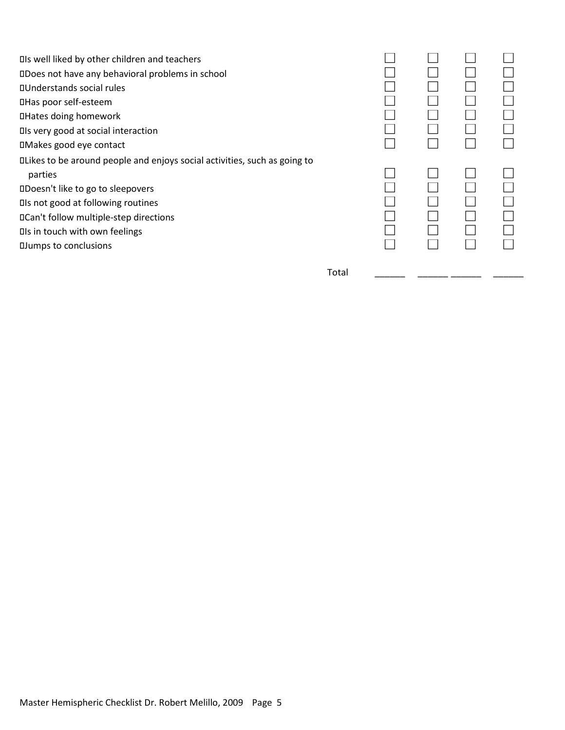| | | | | |
|---|---|---|---|---|
| Is well liked by other children and teachers | ☐ | ☐ | ☐ | ☐ |
| Does not have any behavioral problems in school | ☐ | ☐ | ☐ | ☐ |
| Understands social rules | ☐ | ☐ | ☐ | ☐ |
| Has poor self-esteem | ☐ | ☐ | ☐ | ☐ |
| Hates doing homework | ☐ | ☐ | ☐ | ☐ |
| Is very good at social interaction | ☐ | ☐ | ☐ | ☐ |
| Makes good eye contact | ☐ | ☐ | ☐ | ☐ |
| Likes to be around people and enjoys social activities, such as going to parties | ☐ | ☐ | ☐ | ☐ |
| Doesn't like to go to sleepovers | ☐ | ☐ | ☐ | ☐ |
| Is not good at following routines | ☐ | ☐ | ☐ | ☐ |
| Can't follow multiple-step directions | ☐ | ☐ | ☐ | ☐ |
| Is in touch with own feelings | ☐ | ☐ | ☐ | ☐ |
| Jumps to conclusions | ☐ | ☐ | ☐ | ☐ |
| Total | ______ | ______ | ______ | ______ |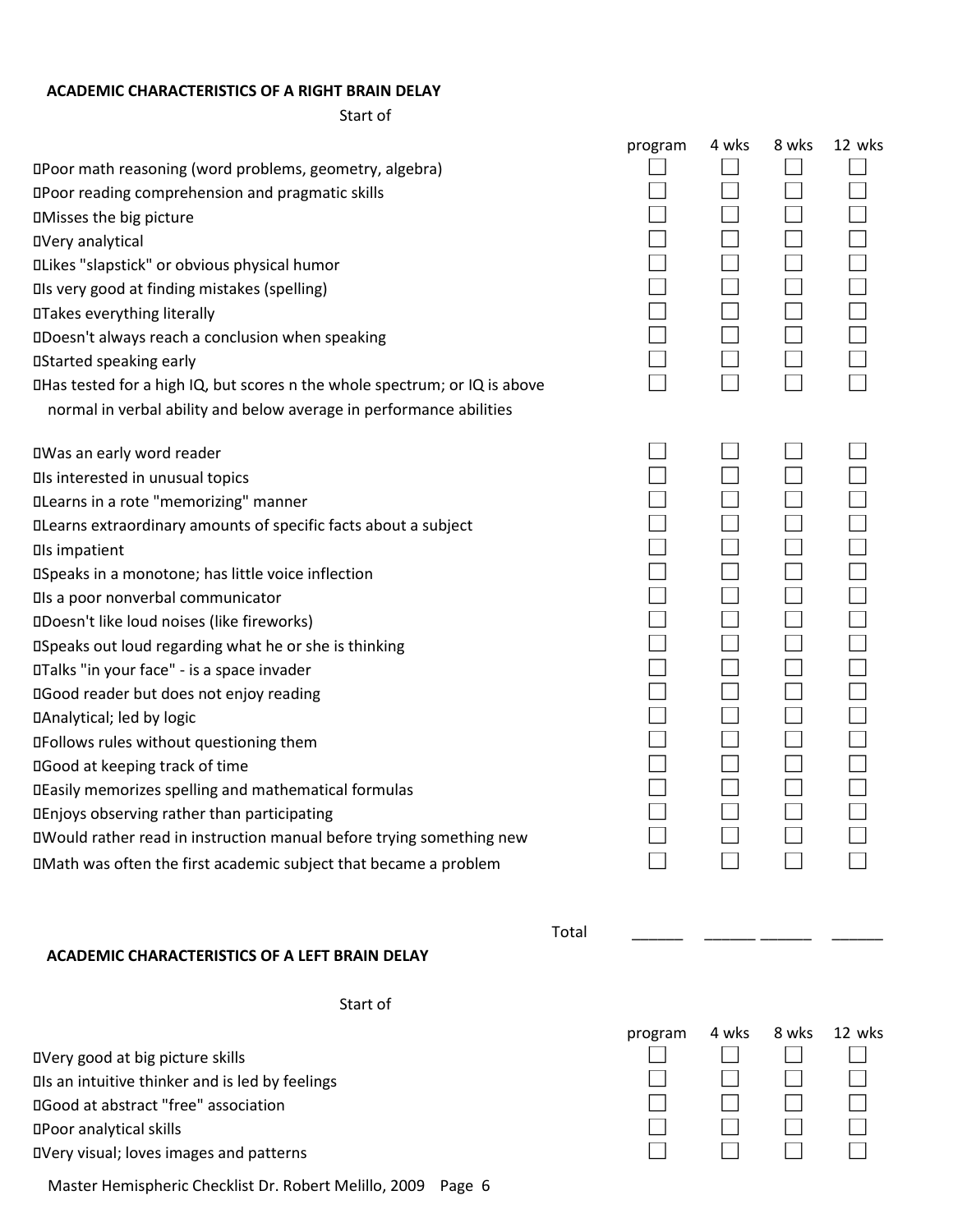## ACADEMIC CHARACTERISTICS OF A RIGHT BRAIN DELAY

| | Start of program | 4 wks | 8 wks | 12 wks |
|---|---|---|---|---|
| Poor math reasoning (word problems, geometry, algebra) | ☐ | ☐ | ☐ | ☐ |
| Poor reading comprehension and pragmatic skills | ☐ | ☐ | ☐ | ☐ |
| Misses the big picture | ☐ | ☐ | ☐ | ☐ |
| Very analytical | ☐ | ☐ | ☐ | ☐ |
| Likes "slapstick" or obvious physical humor | ☐ | ☐ | ☐ | ☐ |
| Is very good at finding mistakes (spelling) | ☐ | ☐ | ☐ | ☐ |
| Takes everything literally | ☐ | ☐ | ☐ | ☐ |
| Doesn't always reach a conclusion when speaking | ☐ | ☐ | ☐ | ☐ |
| Started speaking early | ☐ | ☐ | ☐ | ☐ |
| Has tested for a high IQ, but scores n the whole spectrum; or IQ is above normal in verbal ability and below average in performance abilities | ☐ | ☐ | ☐ | ☐ |
| Was an early word reader | ☐ | ☐ | ☐ | ☐ |
| Is interested in unusual topics | ☐ | ☐ | ☐ | ☐ |
| Learns in a rote "memorizing" manner | ☐ | ☐ | ☐ | ☐ |
| Learns extraordinary amounts of specific facts about a subject | ☐ | ☐ | ☐ | ☐ |
| Is impatient | ☐ | ☐ | ☐ | ☐ |
| Speaks in a monotone; has little voice inflection | ☐ | ☐ | ☐ | ☐ |
| Is a poor nonverbal communicator | ☐ | ☐ | ☐ | ☐ |
| Doesn't like loud noises (like fireworks) | ☐ | ☐ | ☐ | ☐ |
| Speaks out loud regarding what he or she is thinking | ☐ | ☐ | ☐ | ☐ |
| Talks "in your face" - is a space invader | ☐ | ☐ | ☐ | ☐ |
| Good reader but does not enjoy reading | ☐ | ☐ | ☐ | ☐ |
| Analytical; led by logic | ☐ | ☐ | ☐ | ☐ |
| Follows rules without questioning them | ☐ | ☐ | ☐ | ☐ |
| Good at keeping track of time | ☐ | ☐ | ☐ | ☐ |
| Easily memorizes spelling and mathematical formulas | ☐ | ☐ | ☐ | ☐ |
| Enjoys observing rather than participating | ☐ | ☐ | ☐ | ☐ |
| Would rather read in instruction manual before trying something new | ☐ | ☐ | ☐ | ☐ |
| Math was often the first academic subject that became a problem | ☐ | ☐ | ☐ | ☐ |
| Total | ______ | ______ | ______ | ______ |

## ACADEMIC CHARACTERISTICS OF A LEFT BRAIN DELAY

| | Start of program | 4 wks | 8 wks | 12 wks |
|---|---|---|---|---|
| Very good at big picture skills | ☐ | ☐ | ☐ | ☐ |
| Is an intuitive thinker and is led by feelings | ☐ | ☐ | ☐ | ☐ |
| Good at abstract "free" association | ☐ | ☐ | ☐ | ☐ |
| Poor analytical skills | ☐ | ☐ | ☐ | ☐ |
| Very visual; loves images and patterns | ☐ | ☐ | ☐ | ☐ |

Master Hemispheric Checklist Dr. Robert Melillo, 2009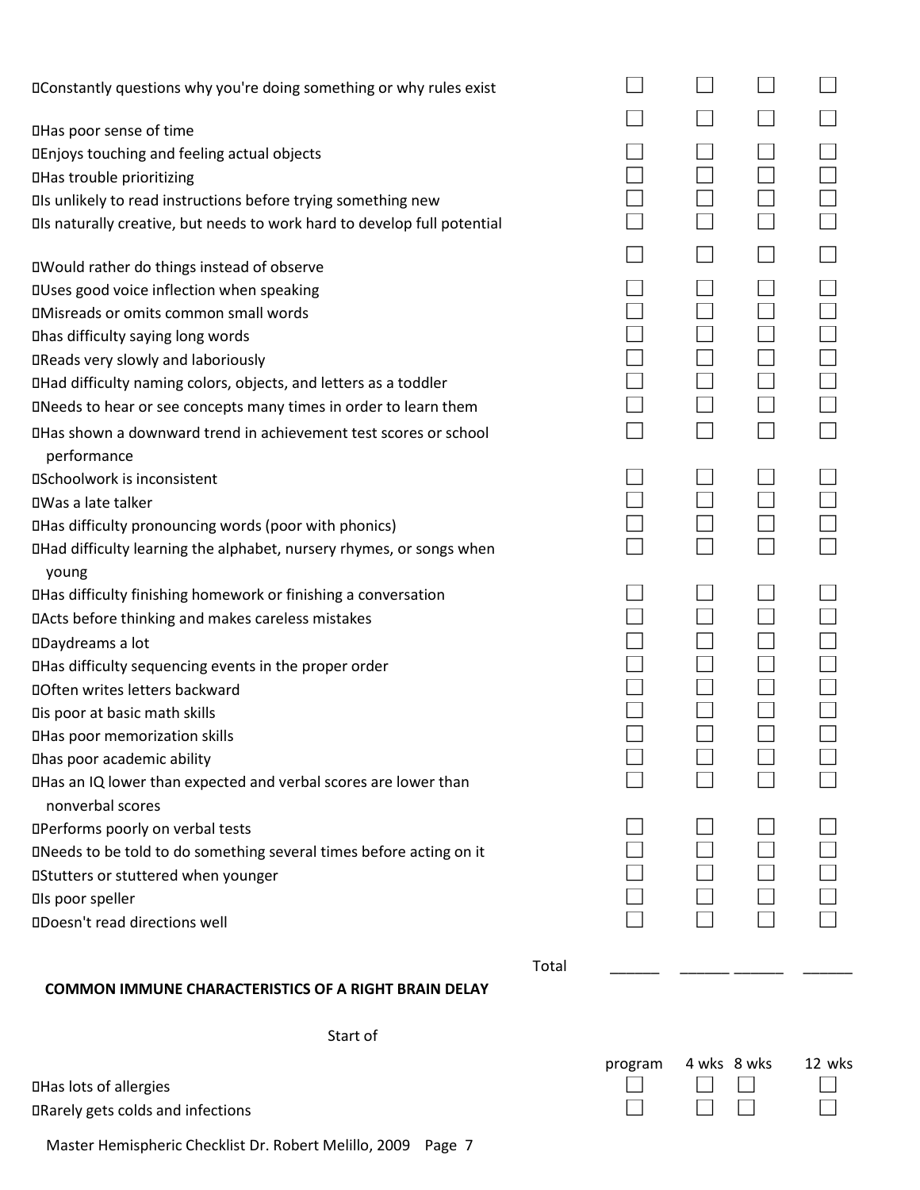| | | | | |
|---|---|---|---|---|
| Constantly questions why you're doing something or why rules exist | ☐ | ☐ | ☐ | ☐ |
| Has poor sense of time | ☐ | ☐ | ☐ | ☐ |
| Enjoys touching and feeling actual objects | ☐ | ☐ | ☐ | ☐ |
| Has trouble prioritizing | ☐ | ☐ | ☐ | ☐ |
| Is unlikely to read instructions before trying something new | ☐ | ☐ | ☐ | ☐ |
| Is naturally creative, but needs to work hard to develop full potential | ☐ | ☐ | ☐ | ☐ |
| Would rather do things instead of observe | ☐ | ☐ | ☐ | ☐ |
| Uses good voice inflection when speaking | ☐ | ☐ | ☐ | ☐ |
| Misreads or omits common small words | ☐ | ☐ | ☐ | ☐ |
| has difficulty saying long words | ☐ | ☐ | ☐ | ☐ |
| Reads very slowly and laboriously | ☐ | ☐ | ☐ | ☐ |
| Had difficulty naming colors, objects, and letters as a toddler | ☐ | ☐ | ☐ | ☐ |
| Needs to hear or see concepts many times in order to learn them | ☐ | ☐ | ☐ | ☐ |
| Has shown a downward trend in achievement test scores or school performance | ☐ | ☐ | ☐ | ☐ |
| Schoolwork is inconsistent | ☐ | ☐ | ☐ | ☐ |
| Was a late talker | ☐ | ☐ | ☐ | ☐ |
| Has difficulty pronouncing words (poor with phonics) | ☐ | ☐ | ☐ | ☐ |
| Had difficulty learning the alphabet, nursery rhymes, or songs when young | ☐ | ☐ | ☐ | ☐ |
| Has difficulty finishing homework or finishing a conversation | ☐ | ☐ | ☐ | ☐ |
| Acts before thinking and makes careless mistakes | ☐ | ☐ | ☐ | ☐ |
| Daydreams a lot | ☐ | ☐ | ☐ | ☐ |
| Has difficulty sequencing events in the proper order | ☐ | ☐ | ☐ | ☐ |
| Often writes letters backward | ☐ | ☐ | ☐ | ☐ |
| is poor at basic math skills | ☐ | ☐ | ☐ | ☐ |
| Has poor memorization skills | ☐ | ☐ | ☐ | ☐ |
| has poor academic ability | ☐ | ☐ | ☐ | ☐ |
| Has an IQ lower than expected and verbal scores are lower than nonverbal scores | ☐ | ☐ | ☐ | ☐ |
| Performs poorly on verbal tests | ☐ | ☐ | ☐ | ☐ |
| Needs to be told to do something several times before acting on it | ☐ | ☐ | ☐ | ☐ |
| Stutters or stuttered when younger | ☐ | ☐ | ☐ | ☐ |
| Is poor speller | ☐ | ☐ | ☐ | ☐ |
| Doesn't read directions well | ☐ | ☐ | ☐ | ☐ |
| Total | ______ | ______ | ______ | ______ |

**COMMON IMMUNE CHARACTERISTICS OF A RIGHT BRAIN DELAY**

| | Start of program | 4 wks | 8 wks | 12 wks |
|---|---|---|---|---|
| Has lots of allergies | ☐ | ☐ | ☐ | ☐ |
| Rarely gets colds and infections | ☐ | ☐ | ☐ | ☐ |

Master Hemispheric Checklist Dr. Robert Melillo, 2009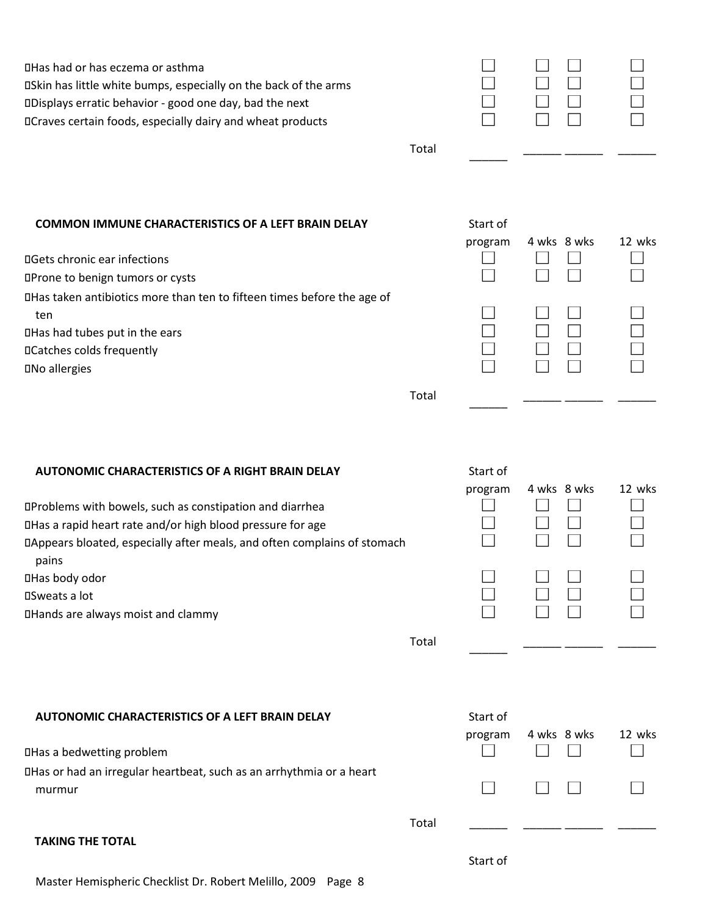| | | | | |
|---|---|---|---|---|
| Has had or has eczema or asthma | ☐ | ☐ | ☐ | ☐ |
| Skin has little white bumps, especially on the back of the arms | ☐ | ☐ | ☐ | ☐ |
| Displays erratic behavior - good one day, bad the next | ☐ | ☐ | ☐ | ☐ |
| Craves certain foods, especially dairy and wheat products | ☐ | ☐ | ☐ | ☐ |
| Total | ______ | ______ | ______ | ______ |

### COMMON IMMUNE CHARACTERISTICS OF A LEFT BRAIN DELAY

| | Start of program | 4 wks | 8 wks | 12 wks |
|---|---|---|---|---|
| Gets chronic ear infections | ☐ | ☐ | ☐ | ☐ |
| Prone to benign tumors or cysts | ☐ | ☐ | ☐ | ☐ |
| Has taken antibiotics more than ten to fifteen times before the age of ten | ☐ | ☐ | ☐ | ☐ |
| Has had tubes put in the ears | ☐ | ☐ | ☐ | ☐ |
| Catches colds frequently | ☐ | ☐ | ☐ | ☐ |
| No allergies | ☐ | ☐ | ☐ | ☐ |
| Total | ______ | ______ | ______ | ______ |

### AUTONOMIC CHARACTERISTICS OF A RIGHT BRAIN DELAY

| | Start of program | 4 wks | 8 wks | 12 wks |
|---|---|---|---|---|
| Problems with bowels, such as constipation and diarrhea | ☐ | ☐ | ☐ | ☐ |
| Has a rapid heart rate and/or high blood pressure for age | ☐ | ☐ | ☐ | ☐ |
| Appears bloated, especially after meals, and often complains of stomach pains | ☐ | ☐ | ☐ | ☐ |
| Has body odor | ☐ | ☐ | ☐ | ☐ |
| Sweats a lot | ☐ | ☐ | ☐ | ☐ |
| Hands are always moist and clammy | ☐ | ☐ | ☐ | ☐ |
| Total | ______ | ______ | ______ | ______ |

### AUTONOMIC CHARACTERISTICS OF A LEFT BRAIN DELAY

| | Start of program | 4 wks | 8 wks | 12 wks |
|---|---|---|---|---|
| Has a bedwetting problem | ☐ | ☐ | ☐ | ☐ |
| Has or had an irregular heartbeat, such as an arrhythmia or a heart murmur | ☐ | ☐ | ☐ | ☐ |
| Total | ______ | ______ | ______ | ______ |

### TAKING THE TOTAL

Start of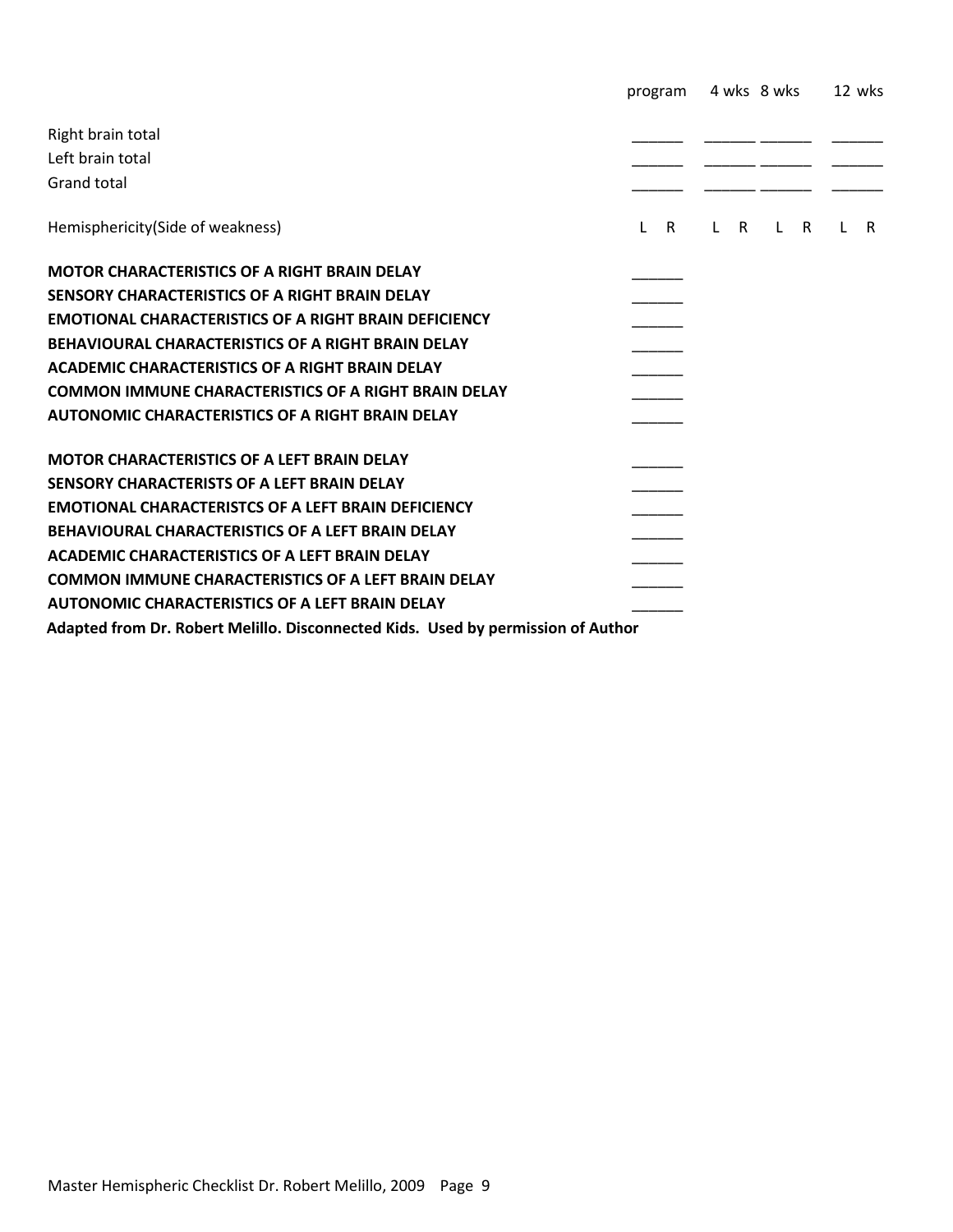| | program | 4 wks | 8 wks | 12 wks |
|---|---|---|---|---|
| Right brain total | ______ | ______ | ______ | ______ |
| Left brain total | ______ | ______ | ______ | ______ |
| Grand total | ______ | ______ | ______ | ______ |
| Hemisphericity(Side of weakness) | L R | L R | L R | L R |

| | |
|---|---|
| **MOTOR CHARACTERISTICS OF A RIGHT BRAIN DELAY** | ______ |
| **SENSORY CHARACTERISTICS OF A RIGHT BRAIN DELAY** | ______ |
| **EMOTIONAL CHARACTERISTICS OF A RIGHT BRAIN DEFICIENCY** | ______ |
| **BEHAVIOURAL CHARACTERISTICS OF A RIGHT BRAIN DELAY** | ______ |
| **ACADEMIC CHARACTERISTICS OF A RIGHT BRAIN DELAY** | ______ |
| **COMMON IMMUNE CHARACTERISTICS OF A RIGHT BRAIN DELAY** | ______ |
| **AUTONOMIC CHARACTERISTICS OF A RIGHT BRAIN DELAY** | ______ |
| **MOTOR CHARACTERISTICS OF A LEFT BRAIN DELAY** | ______ |
| **SENSORY CHARACTERISTS OF A LEFT BRAIN DELAY** | ______ |
| **EMOTIONAL CHARACTERISTCS OF A LEFT BRAIN DEFICIENCY** | ______ |
| **BEHAVIOURAL CHARACTERISTICS OF A LEFT BRAIN DELAY** | ______ |
| **ACADEMIC CHARACTERISTICS OF A LEFT BRAIN DELAY** | ______ |
| **COMMON IMMUNE CHARACTERISTICS OF A LEFT BRAIN DELAY** | ______ |
| **AUTONOMIC CHARACTERISTICS OF A LEFT BRAIN DELAY** | ______ |

**Adapted from Dr. Robert Melillo. Disconnected Kids. Used by permission of Author**